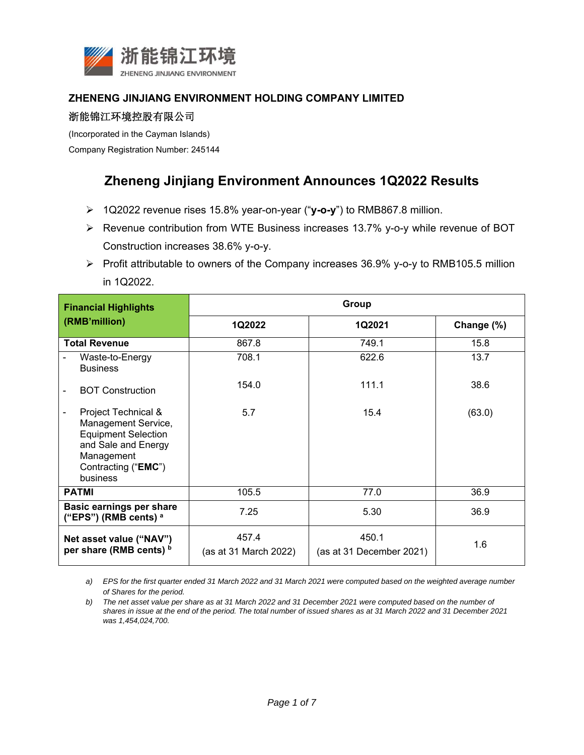浙能锦江环境
ZHENENG JINJIANG ENVIRONMENT

**ZHENENG JINJIANG ENVIRONMENT HOLDING COMPANY LIMITED**

浙能锦江环境控股有限公司

(Incorporated in the Cayman Islands)

Company Registration Number: 245144

# Zheneng Jinjiang Environment Announces 1Q2022 Results

- 1Q2022 revenue rises 15.8% year-on-year ("**y-o-y**") to RMB867.8 million.
- Revenue contribution from WTE Business increases 13.7% y-o-y while revenue of BOT Construction increases 38.6% y-o-y.
- Profit attributable to owners of the Company increases 36.9% y-o-y to RMB105.5 million in 1Q2022.

| **Financial Highlights (RMB'million)** | **Group** | | |
|---|---|---|---|
| | **1Q2022** | **1Q2021** | **Change (%)** |
| **Total Revenue** | 867.8 | 749.1 | 15.8 |
| - Waste-to-Energy Business | 708.1 | 622.6 | 13.7 |
| - BOT Construction | 154.0 | 111.1 | 38.6 |
| - Project Technical & Management Service, Equipment Selection and Sale and Energy Management Contracting ("**EMC**") business | 5.7 | 15.4 | (63.0) |
| **PATMI** | 105.5 | 77.0 | 36.9 |
| **Basic earnings per share ("EPS") (RMB cents)** [a] | 7.25 | 5.30 | 36.9 |
| **Net asset value ("NAV") per share (RMB cents)** [b] | 457.4 (as at 31 March 2022) | 450.1 (as at 31 December 2021) | 1.6 |

*a) EPS for the first quarter ended 31 March 2022 and 31 March 2021 were computed based on the weighted average number of Shares for the period.*

*b) The net asset value per share as at 31 March 2022 and 31 December 2021 were computed based on the number of shares in issue at the end of the period. The total number of issued shares as at 31 March 2022 and 31 December 2021 was 1,454,024,700.*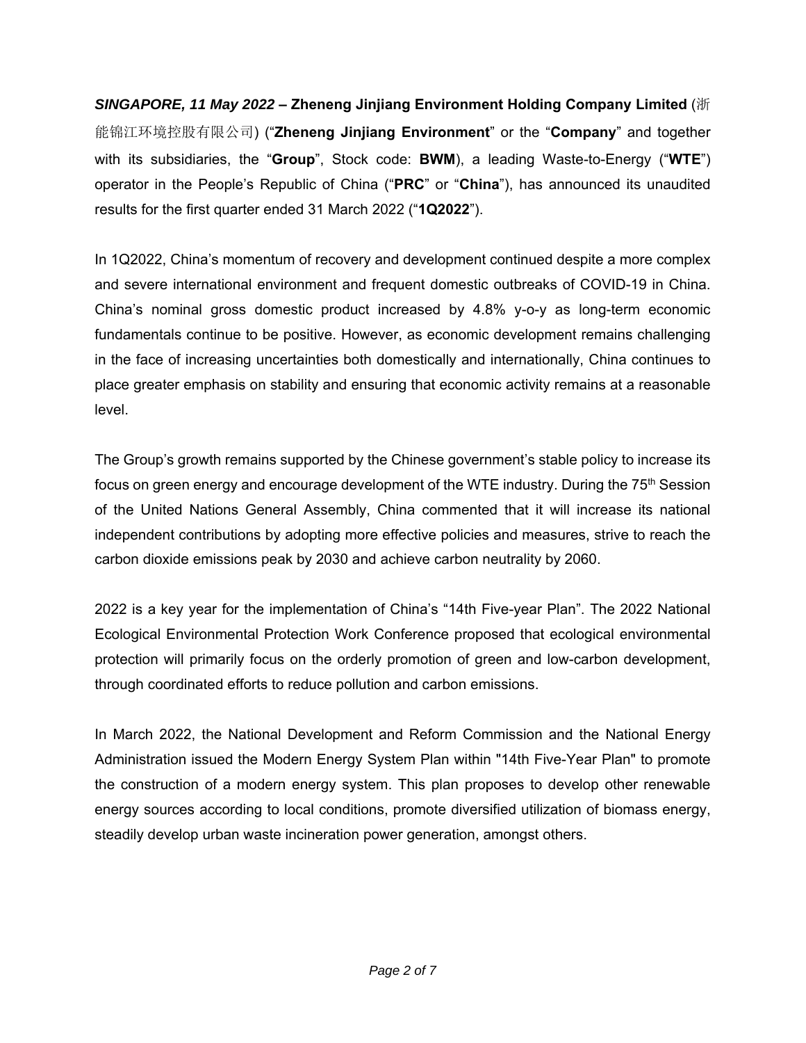***SINGAPORE, 11 May 2022* – Zheneng Jinjiang Environment Holding Company Limited** (浙能锦江环境控股有限公司) ("**Zheneng Jinjiang Environment**" or the "**Company**" and together with its subsidiaries, the "**Group**", Stock code: **BWM**), a leading Waste-to-Energy ("**WTE**") operator in the People's Republic of China ("**PRC**" or "**China**"), has announced its unaudited results for the first quarter ended 31 March 2022 ("**1Q2022**").

In 1Q2022, China's momentum of recovery and development continued despite a more complex and severe international environment and frequent domestic outbreaks of COVID-19 in China. China's nominal gross domestic product increased by 4.8% y-o-y as long-term economic fundamentals continue to be positive. However, as economic development remains challenging in the face of increasing uncertainties both domestically and internationally, China continues to place greater emphasis on stability and ensuring that economic activity remains at a reasonable level.

The Group's growth remains supported by the Chinese government's stable policy to increase its focus on green energy and encourage development of the WTE industry. During the 75th Session of the United Nations General Assembly, China commented that it will increase its national independent contributions by adopting more effective policies and measures, strive to reach the carbon dioxide emissions peak by 2030 and achieve carbon neutrality by 2060.

2022 is a key year for the implementation of China's "14th Five-year Plan". The 2022 National Ecological Environmental Protection Work Conference proposed that ecological environmental protection will primarily focus on the orderly promotion of green and low-carbon development, through coordinated efforts to reduce pollution and carbon emissions.

In March 2022, the National Development and Reform Commission and the National Energy Administration issued the Modern Energy System Plan within "14th Five-Year Plan" to promote the construction of a modern energy system. This plan proposes to develop other renewable energy sources according to local conditions, promote diversified utilization of biomass energy, steadily develop urban waste incineration power generation, amongst others.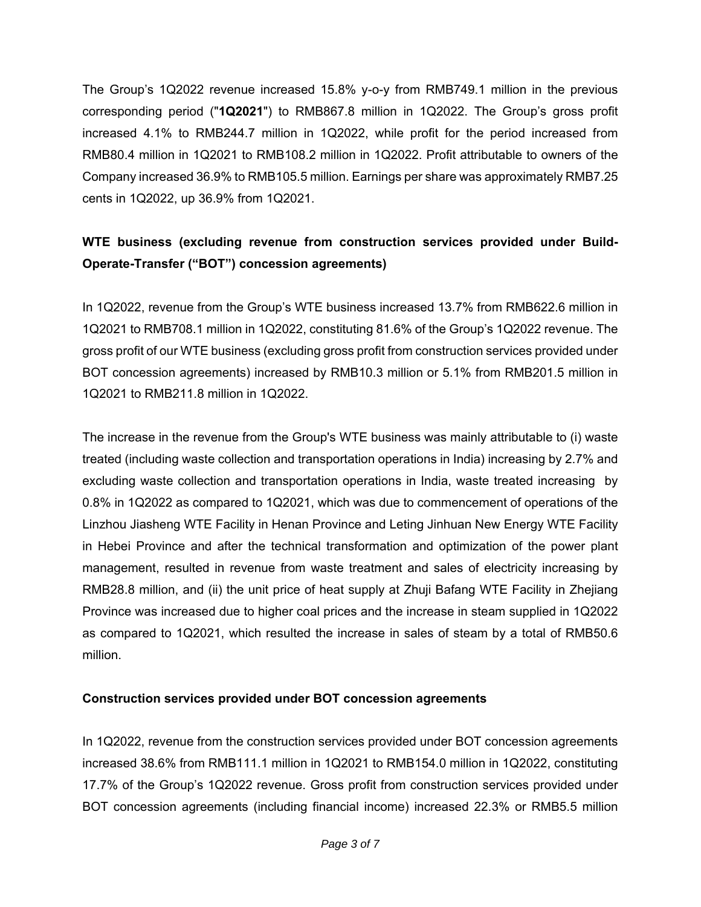The Group's 1Q2022 revenue increased 15.8% y-o-y from RMB749.1 million in the previous corresponding period ("**1Q2021**") to RMB867.8 million in 1Q2022. The Group's gross profit increased 4.1% to RMB244.7 million in 1Q2022, while profit for the period increased from RMB80.4 million in 1Q2021 to RMB108.2 million in 1Q2022. Profit attributable to owners of the Company increased 36.9% to RMB105.5 million. Earnings per share was approximately RMB7.25 cents in 1Q2022, up 36.9% from 1Q2021.

**WTE business (excluding revenue from construction services provided under Build-Operate-Transfer ("BOT") concession agreements)**

In 1Q2022, revenue from the Group's WTE business increased 13.7% from RMB622.6 million in 1Q2021 to RMB708.1 million in 1Q2022, constituting 81.6% of the Group's 1Q2022 revenue. The gross profit of our WTE business (excluding gross profit from construction services provided under BOT concession agreements) increased by RMB10.3 million or 5.1% from RMB201.5 million in 1Q2021 to RMB211.8 million in 1Q2022.

The increase in the revenue from the Group's WTE business was mainly attributable to (i) waste treated (including waste collection and transportation operations in India) increasing by 2.7% and excluding waste collection and transportation operations in India, waste treated increasing by 0.8% in 1Q2022 as compared to 1Q2021, which was due to commencement of operations of the Linzhou Jiasheng WTE Facility in Henan Province and Leting Jinhuan New Energy WTE Facility in Hebei Province and after the technical transformation and optimization of the power plant management, resulted in revenue from waste treatment and sales of electricity increasing by RMB28.8 million, and (ii) the unit price of heat supply at Zhuji Bafang WTE Facility in Zhejiang Province was increased due to higher coal prices and the increase in steam supplied in 1Q2022 as compared to 1Q2021, which resulted the increase in sales of steam by a total of RMB50.6 million.

**Construction services provided under BOT concession agreements**

In 1Q2022, revenue from the construction services provided under BOT concession agreements increased 38.6% from RMB111.1 million in 1Q2021 to RMB154.0 million in 1Q2022, constituting 17.7% of the Group's 1Q2022 revenue. Gross profit from construction services provided under BOT concession agreements (including financial income) increased 22.3% or RMB5.5 million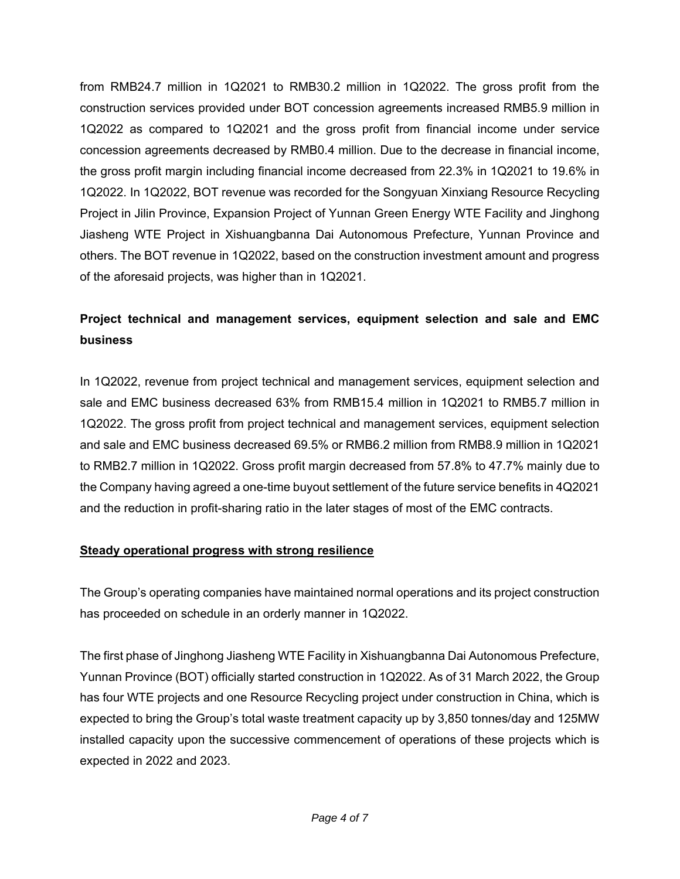from RMB24.7 million in 1Q2021 to RMB30.2 million in 1Q2022. The gross profit from the construction services provided under BOT concession agreements increased RMB5.9 million in 1Q2022 as compared to 1Q2021 and the gross profit from financial income under service concession agreements decreased by RMB0.4 million. Due to the decrease in financial income, the gross profit margin including financial income decreased from 22.3% in 1Q2021 to 19.6% in 1Q2022. In 1Q2022, BOT revenue was recorded for the Songyuan Xinxiang Resource Recycling Project in Jilin Province, Expansion Project of Yunnan Green Energy WTE Facility and Jinghong Jiasheng WTE Project in Xishuangbanna Dai Autonomous Prefecture, Yunnan Province and others. The BOT revenue in 1Q2022, based on the construction investment amount and progress of the aforesaid projects, was higher than in 1Q2021.

**Project technical and management services, equipment selection and sale and EMC business**

In 1Q2022, revenue from project technical and management services, equipment selection and sale and EMC business decreased 63% from RMB15.4 million in 1Q2021 to RMB5.7 million in 1Q2022. The gross profit from project technical and management services, equipment selection and sale and EMC business decreased 69.5% or RMB6.2 million from RMB8.9 million in 1Q2021 to RMB2.7 million in 1Q2022. Gross profit margin decreased from 57.8% to 47.7% mainly due to the Company having agreed a one-time buyout settlement of the future service benefits in 4Q2021 and the reduction in profit-sharing ratio in the later stages of most of the EMC contracts.

**Steady operational progress with strong resilience**

The Group's operating companies have maintained normal operations and its project construction has proceeded on schedule in an orderly manner in 1Q2022.

The first phase of Jinghong Jiasheng WTE Facility in Xishuangbanna Dai Autonomous Prefecture, Yunnan Province (BOT) officially started construction in 1Q2022. As of 31 March 2022, the Group has four WTE projects and one Resource Recycling project under construction in China, which is expected to bring the Group's total waste treatment capacity up by 3,850 tonnes/day and 125MW installed capacity upon the successive commencement of operations of these projects which is expected in 2022 and 2023.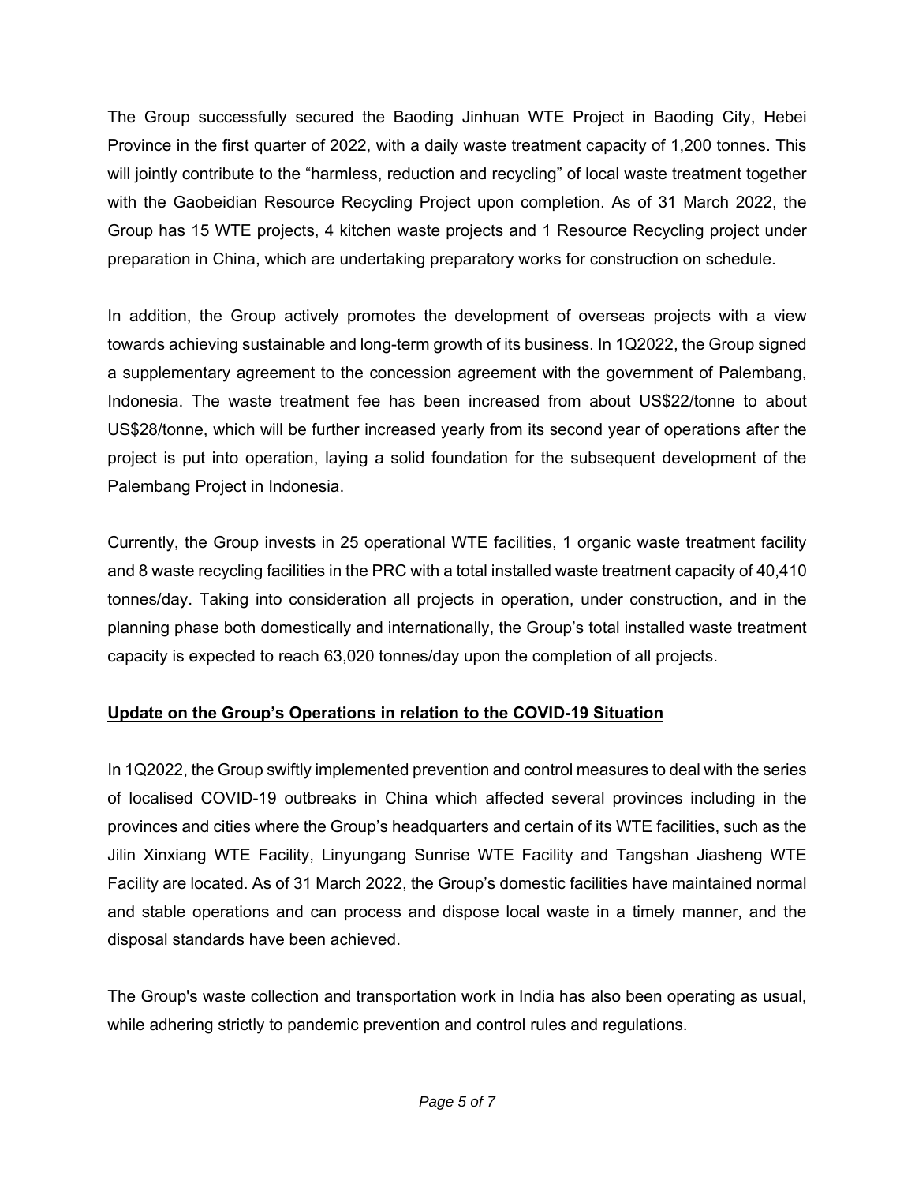The Group successfully secured the Baoding Jinhuan WTE Project in Baoding City, Hebei Province in the first quarter of 2022, with a daily waste treatment capacity of 1,200 tonnes. This will jointly contribute to the "harmless, reduction and recycling" of local waste treatment together with the Gaobeidian Resource Recycling Project upon completion. As of 31 March 2022, the Group has 15 WTE projects, 4 kitchen waste projects and 1 Resource Recycling project under preparation in China, which are undertaking preparatory works for construction on schedule.

In addition, the Group actively promotes the development of overseas projects with a view towards achieving sustainable and long-term growth of its business. In 1Q2022, the Group signed a supplementary agreement to the concession agreement with the government of Palembang, Indonesia. The waste treatment fee has been increased from about US$22/tonne to about US$28/tonne, which will be further increased yearly from its second year of operations after the project is put into operation, laying a solid foundation for the subsequent development of the Palembang Project in Indonesia.

Currently, the Group invests in 25 operational WTE facilities, 1 organic waste treatment facility and 8 waste recycling facilities in the PRC with a total installed waste treatment capacity of 40,410 tonnes/day. Taking into consideration all projects in operation, under construction, and in the planning phase both domestically and internationally, the Group's total installed waste treatment capacity is expected to reach 63,020 tonnes/day upon the completion of all projects.

**<u>Update on the Group's Operations in relation to the COVID-19 Situation</u>**

In 1Q2022, the Group swiftly implemented prevention and control measures to deal with the series of localised COVID-19 outbreaks in China which affected several provinces including in the provinces and cities where the Group's headquarters and certain of its WTE facilities, such as the Jilin Xinxiang WTE Facility, Linyungang Sunrise WTE Facility and Tangshan Jiasheng WTE Facility are located. As of 31 March 2022, the Group's domestic facilities have maintained normal and stable operations and can process and dispose local waste in a timely manner, and the disposal standards have been achieved.

The Group's waste collection and transportation work in India has also been operating as usual, while adhering strictly to pandemic prevention and control rules and regulations.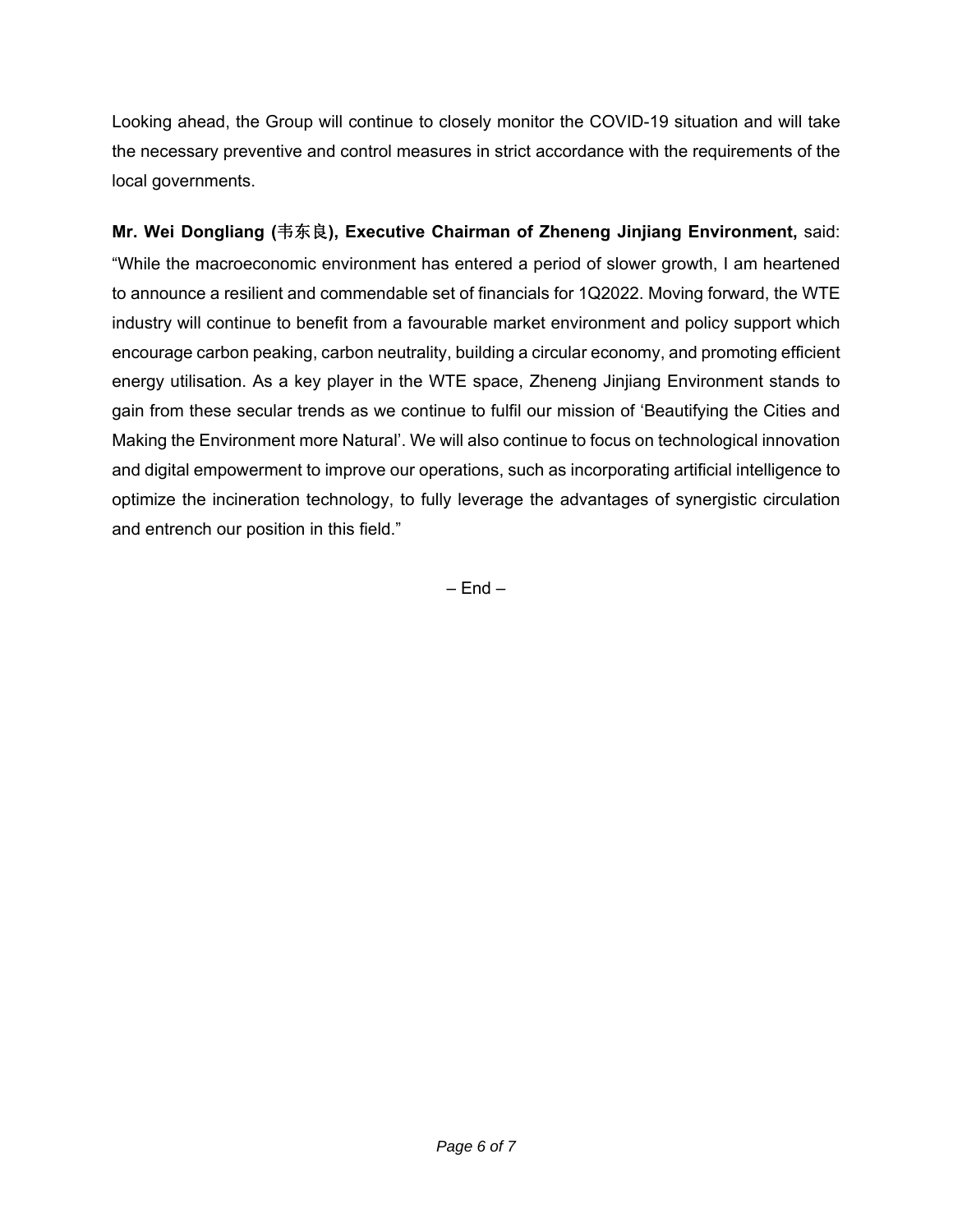Looking ahead, the Group will continue to closely monitor the COVID-19 situation and will take the necessary preventive and control measures in strict accordance with the requirements of the local governments.

**Mr. Wei Dongliang (韦东良), Executive Chairman of Zheneng Jinjiang Environment,** said: "While the macroeconomic environment has entered a period of slower growth, I am heartened to announce a resilient and commendable set of financials for 1Q2022. Moving forward, the WTE industry will continue to benefit from a favourable market environment and policy support which encourage carbon peaking, carbon neutrality, building a circular economy, and promoting efficient energy utilisation. As a key player in the WTE space, Zheneng Jinjiang Environment stands to gain from these secular trends as we continue to fulfil our mission of 'Beautifying the Cities and Making the Environment more Natural'. We will also continue to focus on technological innovation and digital empowerment to improve our operations, such as incorporating artificial intelligence to optimize the incineration technology, to fully leverage the advantages of synergistic circulation and entrench our position in this field."

– End –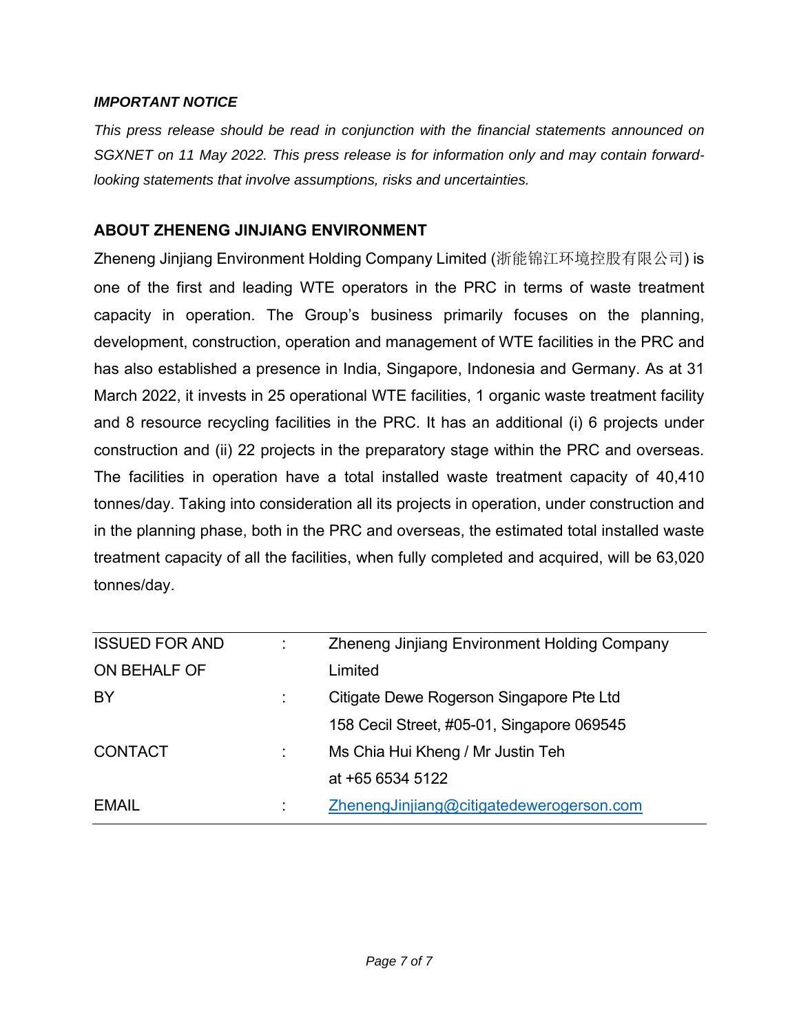***IMPORTANT NOTICE***

*This press release should be read in conjunction with the financial statements announced on SGXNET on 11 May 2022. This press release is for information only and may contain forward-looking statements that involve assumptions, risks and uncertainties.*

## ABOUT ZHENENG JINJIANG ENVIRONMENT

Zheneng Jinjiang Environment Holding Company Limited (浙能锦江环境控股有限公司) is one of the first and leading WTE operators in the PRC in terms of waste treatment capacity in operation. The Group's business primarily focuses on the planning, development, construction, operation and management of WTE facilities in the PRC and has also established a presence in India, Singapore, Indonesia and Germany. As at 31 March 2022, it invests in 25 operational WTE facilities, 1 organic waste treatment facility and 8 resource recycling facilities in the PRC. It has an additional (i) 6 projects under construction and (ii) 22 projects in the preparatory stage within the PRC and overseas. The facilities in operation have a total installed waste treatment capacity of 40,410 tonnes/day. Taking into consideration all its projects in operation, under construction and in the planning phase, both in the PRC and overseas, the estimated total installed waste treatment capacity of all the facilities, when fully completed and acquired, will be 63,020 tonnes/day.

| | | |
|---|---|---|
| ISSUED FOR AND ON BEHALF OF | : | Zheneng Jinjiang Environment Holding Company Limited |
| BY | : | Citigate Dewe Rogerson Singapore Pte Ltd<br>158 Cecil Street, #05-01, Singapore 069545 |
| CONTACT | : | Ms Chia Hui Kheng / Mr Justin Teh<br>at +65 6534 5122 |
| EMAIL | : | ZhenengJinjiang@citigatedewerogerson.com |